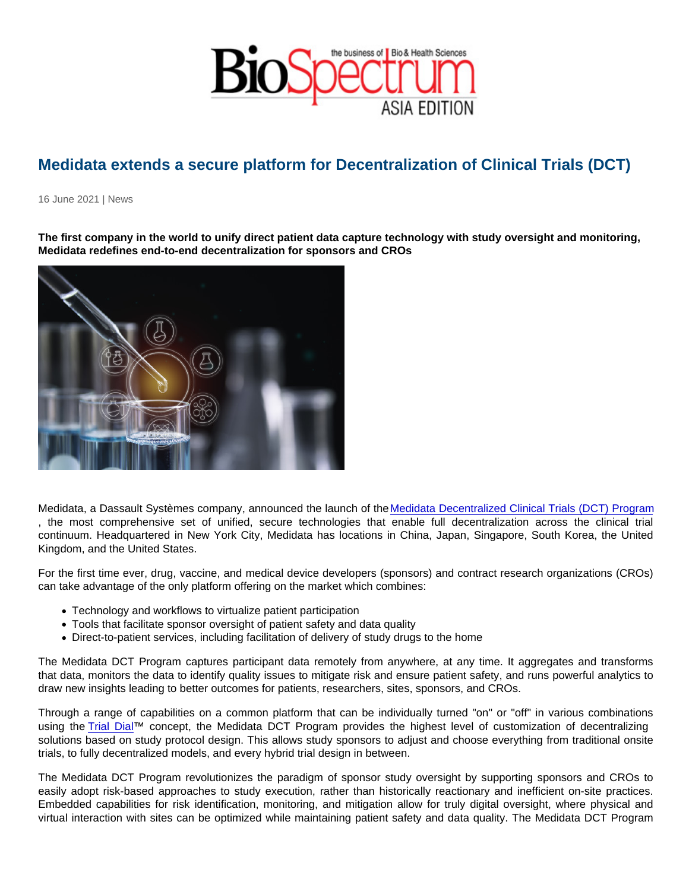# Medidata extends a secure platform for Decentralization of Clinical Trials (DCT)

16 June 2021 | News

**The first company in the world to unify direct patient data capture technology with study oversight and monitoring, Medidata redefines end-to-end decentralization for sponsors and CROs**

Medidata, a Dassault Systèmes company, announced the launch of the Medidata Decentralized Clinical Trials (DCT) Program, the most comprehensive set of unified, secure technologies that enable full decentralization across the clinical trial continuum. Headquartered in New York City, Medidata has locations in China, Japan, Singapore, South Korea, the United Kingdom, and the United States.

For the first time ever, drug, vaccine, and medical device developers (sponsors) and contract research organizations (CROs) can take advantage of the only platform offering on the market which combines:

- Technology and workflows to virtualize patient participation
- Tools that facilitate sponsor oversight of patient safety and data quality
- Direct-to-patient services, including facilitation of delivery of study drugs to the home

The Medidata DCT Program captures participant data remotely from anywhere, at any time. It aggregates and transforms that data, monitors the data to identify quality issues to mitigate risk and ensure patient safety, and runs powerful analytics to draw new insights leading to better outcomes for patients, researchers, sites, sponsors, and CROs.

Through a range of capabilities on a common platform that can be individually turned "on" or "off" in various combinations using the Trial Dial™ concept, the Medidata DCT Program provides the highest level of customization of decentralizing solutions based on study protocol design. This allows study sponsors to adjust and choose everything from traditional onsite trials, to fully decentralized models, and every hybrid trial design in between.

The Medidata DCT Program revolutionizes the paradigm of sponsor study oversight by supporting sponsors and CROs to easily adopt risk-based approaches to study execution, rather than historically reactionary and inefficient on-site practices. Embedded capabilities for risk identification, monitoring, and mitigation allow for truly digital oversight, where physical and virtual interaction with sites can be optimized while maintaining patient safety and data quality. The Medidata DCT Program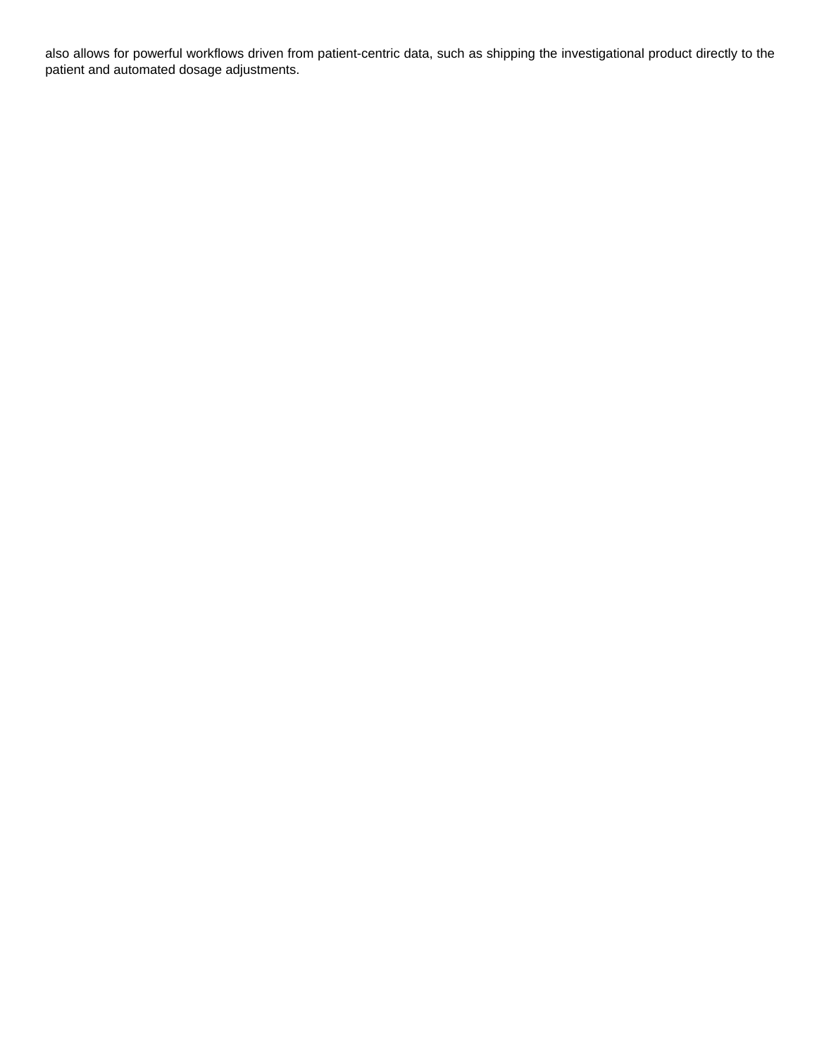also allows for powerful workflows driven from patient-centric data, such as shipping the investigational product directly to the patient and automated dosage adjustments.